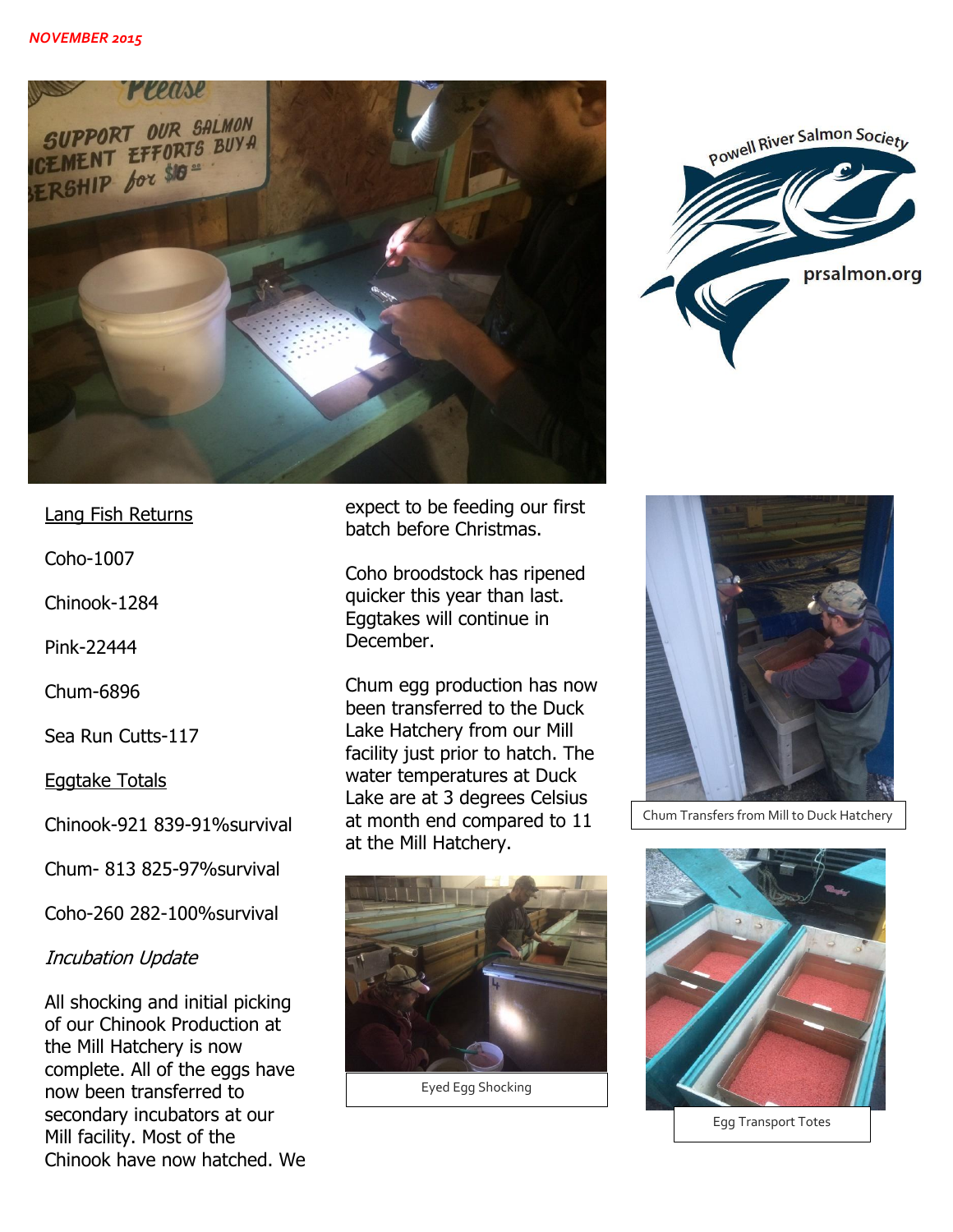NOVEMBER 2015

Powell River Salmon Society

prsalmon.org

Lang Fish Returns

Coho-1007

Chinook-1284

Pink-22444

Chum-6896

Sea Run Cutts-117

Eggtake Totals

Chinook-921 839-91%survival

Chum- 813 825-97%survival

Coho-260 282-100%survival

*Incubation Update*

All shocking and initial picking of our Chinook Production at the Mill Hatchery is now complete. All of the eggs have now been transferred to secondary incubators at our Mill facility. Most of the Chinook have now hatched. We expect to be feeding our first batch before Christmas.

Coho broodstock has ripened quicker this year than last. Eggtakes will continue in December.

Chum egg production has now been transferred to the Duck Lake Hatchery from our Mill facility just prior to hatch. The water temperatures at Duck Lake are at 3 degrees Celsius at month end compared to 11 at the Mill Hatchery.

Eyed Egg Shocking

Chum Transfers from Mill to Duck Hatchery

Egg Transport Totes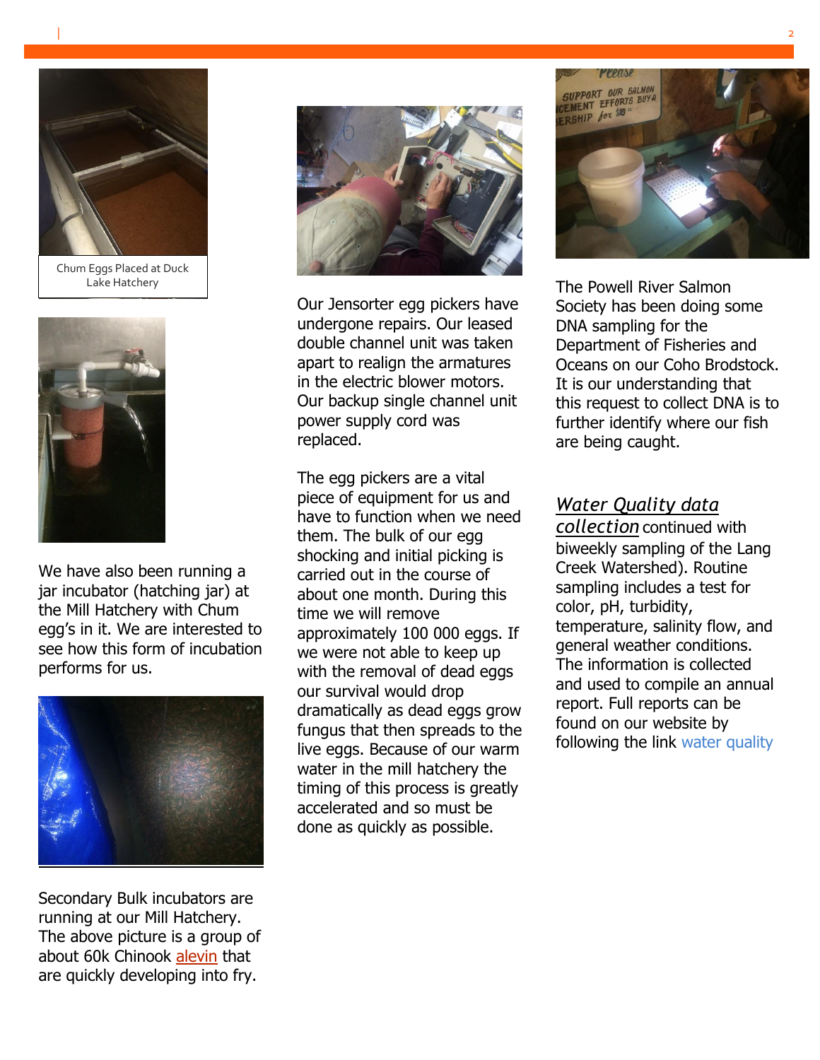Chum Eggs Placed at Duck Lake Hatchery

We have also been running a jar incubator (hatching jar) at the Mill Hatchery with Chum egg's in it. We are interested to see how this form of incubation performs for us.

Secondary Bulk incubators are running at our Mill Hatchery. The above picture is a group of about 60k Chinook alevin that are quickly developing into fry.

Our Jensorter egg pickers have undergone repairs. Our leased double channel unit was taken apart to realign the armatures in the electric blower motors. Our backup single channel unit power supply cord was replaced.

The egg pickers are a vital piece of equipment for us and have to function when we need them. The bulk of our egg shocking and initial picking is carried out in the course of about one month. During this time we will remove approximately 100 000 eggs. If we were not able to keep up with the removal of dead eggs our survival would drop dramatically as dead eggs grow fungus that then spreads to the live eggs. Because of our warm water in the mill hatchery the timing of this process is greatly accelerated and so must be done as quickly as possible.

The Powell River Salmon Society has been doing some DNA sampling for the Department of Fisheries and Oceans on our Coho Brodstock. It is our understanding that this request to collect DNA is to further identify where our fish are being caught.

***Water Quality data collection*** continued with biweekly sampling of the Lang Creek Watershed). Routine sampling includes a test for color, pH, turbidity, temperature, salinity flow, and general weather conditions. The information is collected and used to compile an annual report. Full reports can be found on our website by following the link water quality